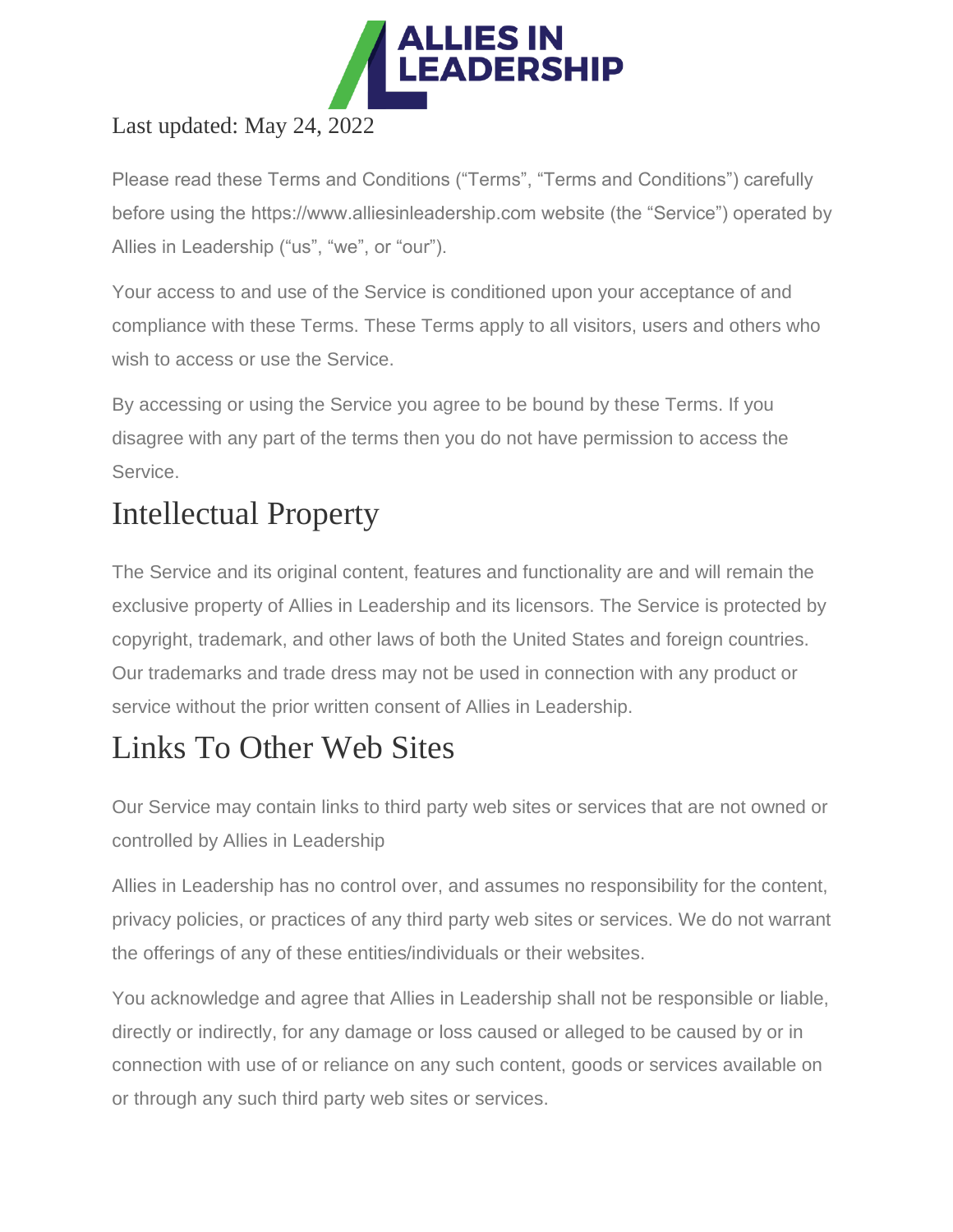Last updated: May 24, 2022

Please read these Terms and Conditions (“Terms”, “Terms and Conditions”) carefully before using the https://www.alliesinleadership.com website (the “Service”) operated by Allies in Leadership (“us”, “we”, or “our”).

Your access to and use of the Service is conditioned upon your acceptance of and compliance with these Terms. These Terms apply to all visitors, users and others who wish to access or use the Service.

By accessing or using the Service you agree to be bound by these Terms. If you disagree with any part of the terms then you do not have permission to access the Service.

## Intellectual Property

The Service and its original content, features and functionality are and will remain the exclusive property of Allies in Leadership and its licensors. The Service is protected by copyright, trademark, and other laws of both the United States and foreign countries. Our trademarks and trade dress may not be used in connection with any product or service without the prior written consent of Allies in Leadership.

## Links To Other Web Sites

Our Service may contain links to third party web sites or services that are not owned or controlled by Allies in Leadership

Allies in Leadership has no control over, and assumes no responsibility for the content, privacy policies, or practices of any third party web sites or services. We do not warrant the offerings of any of these entities/individuals or their websites.

You acknowledge and agree that Allies in Leadership shall not be responsible or liable, directly or indirectly, for any damage or loss caused or alleged to be caused by or in connection with use of or reliance on any such content, goods or services available on or through any such third party web sites or services.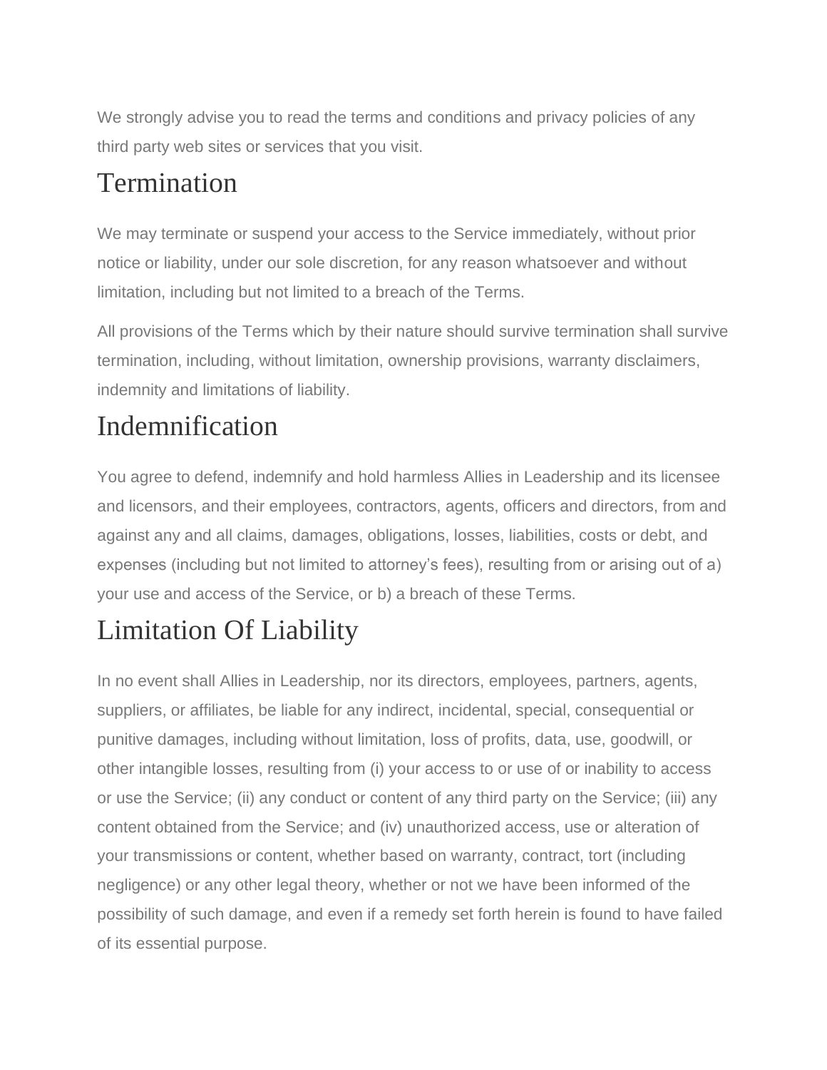We strongly advise you to read the terms and conditions and privacy policies of any third party web sites or services that you visit.

## Termination

We may terminate or suspend your access to the Service immediately, without prior notice or liability, under our sole discretion, for any reason whatsoever and without limitation, including but not limited to a breach of the Terms.

All provisions of the Terms which by their nature should survive termination shall survive termination, including, without limitation, ownership provisions, warranty disclaimers, indemnity and limitations of liability.

## Indemnification

You agree to defend, indemnify and hold harmless Allies in Leadership and its licensee and licensors, and their employees, contractors, agents, officers and directors, from and against any and all claims, damages, obligations, losses, liabilities, costs or debt, and expenses (including but not limited to attorney's fees), resulting from or arising out of a) your use and access of the Service, or b) a breach of these Terms.

## Limitation Of Liability

In no event shall Allies in Leadership, nor its directors, employees, partners, agents, suppliers, or affiliates, be liable for any indirect, incidental, special, consequential or punitive damages, including without limitation, loss of profits, data, use, goodwill, or other intangible losses, resulting from (i) your access to or use of or inability to access or use the Service; (ii) any conduct or content of any third party on the Service; (iii) any content obtained from the Service; and (iv) unauthorized access, use or alteration of your transmissions or content, whether based on warranty, contract, tort (including negligence) or any other legal theory, whether or not we have been informed of the possibility of such damage, and even if a remedy set forth herein is found to have failed of its essential purpose.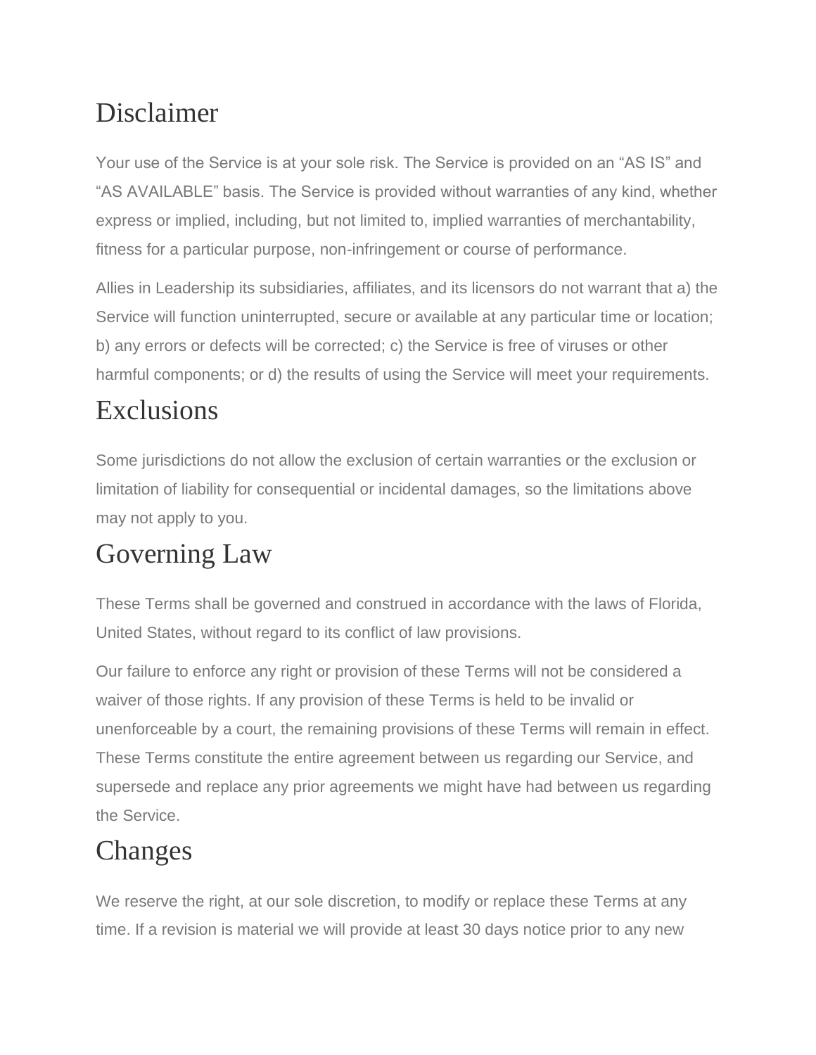## Disclaimer

Your use of the Service is at your sole risk. The Service is provided on an “AS IS” and “AS AVAILABLE” basis. The Service is provided without warranties of any kind, whether express or implied, including, but not limited to, implied warranties of merchantability, fitness for a particular purpose, non-infringement or course of performance.

Allies in Leadership its subsidiaries, affiliates, and its licensors do not warrant that a) the Service will function uninterrupted, secure or available at any particular time or location; b) any errors or defects will be corrected; c) the Service is free of viruses or other harmful components; or d) the results of using the Service will meet your requirements.

## Exclusions

Some jurisdictions do not allow the exclusion of certain warranties or the exclusion or limitation of liability for consequential or incidental damages, so the limitations above may not apply to you.

## Governing Law

These Terms shall be governed and construed in accordance with the laws of Florida, United States, without regard to its conflict of law provisions.

Our failure to enforce any right or provision of these Terms will not be considered a waiver of those rights. If any provision of these Terms is held to be invalid or unenforceable by a court, the remaining provisions of these Terms will remain in effect. These Terms constitute the entire agreement between us regarding our Service, and supersede and replace any prior agreements we might have had between us regarding the Service.

## Changes

We reserve the right, at our sole discretion, to modify or replace these Terms at any time. If a revision is material we will provide at least 30 days notice prior to any new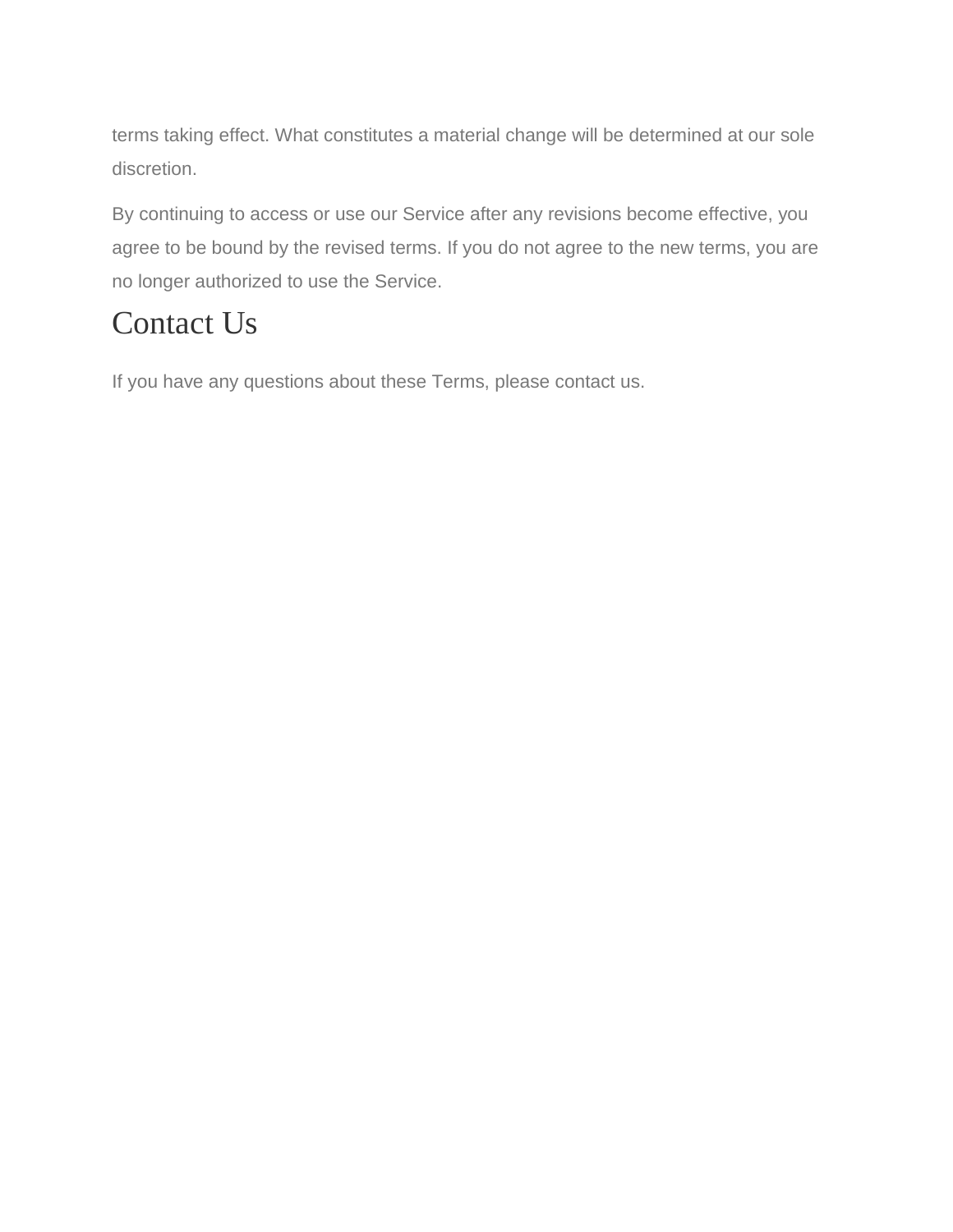terms taking effect. What constitutes a material change will be determined at our sole discretion.

By continuing to access or use our Service after any revisions become effective, you agree to be bound by the revised terms. If you do not agree to the new terms, you are no longer authorized to use the Service.

## Contact Us

If you have any questions about these Terms, please contact us.